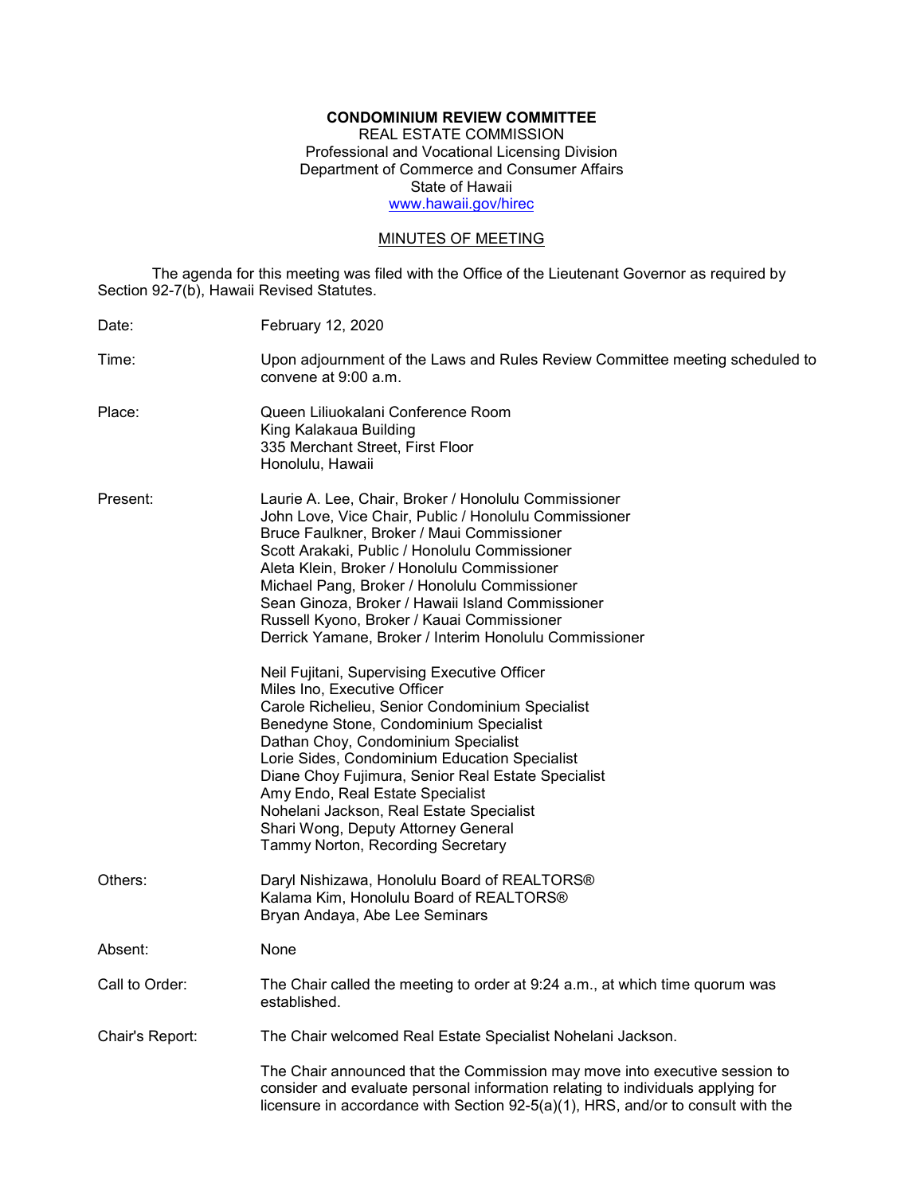**CONDOMINIUM REVIEW COMMITTEE**
REAL ESTATE COMMISSION
Professional and Vocational Licensing Division
Department of Commerce and Consumer Affairs
State of Hawaii
www.hawaii.gov/hirec

MINUTES OF MEETING

The agenda for this meeting was filed with the Office of the Lieutenant Governor as required by Section 92-7(b), Hawaii Revised Statutes.

Date: February 12, 2020

Time: Upon adjournment of the Laws and Rules Review Committee meeting scheduled to convene at 9:00 a.m.

Place: Queen Liliuokalani Conference Room
King Kalakaua Building
335 Merchant Street, First Floor
Honolulu, Hawaii

Present: Laurie A. Lee, Chair, Broker / Honolulu Commissioner
John Love, Vice Chair, Public / Honolulu Commissioner
Bruce Faulkner, Broker / Maui Commissioner
Scott Arakaki, Public / Honolulu Commissioner
Aleta Klein, Broker / Honolulu Commissioner
Michael Pang, Broker / Honolulu Commissioner
Sean Ginoza, Broker / Hawaii Island Commissioner
Russell Kyono, Broker / Kauai Commissioner
Derrick Yamane, Broker / Interim Honolulu Commissioner

Neil Fujitani, Supervising Executive Officer
Miles Ino, Executive Officer
Carole Richelieu, Senior Condominium Specialist
Benedyne Stone, Condominium Specialist
Dathan Choy, Condominium Specialist
Lorie Sides, Condominium Education Specialist
Diane Choy Fujimura, Senior Real Estate Specialist
Amy Endo, Real Estate Specialist
Nohelani Jackson, Real Estate Specialist
Shari Wong, Deputy Attorney General
Tammy Norton, Recording Secretary

Others: Daryl Nishizawa, Honolulu Board of REALTORS®
Kalama Kim, Honolulu Board of REALTORS®
Bryan Andaya, Abe Lee Seminars

Absent: None

Call to Order: The Chair called the meeting to order at 9:24 a.m., at which time quorum was established.

Chair's Report: The Chair welcomed Real Estate Specialist Nohelani Jackson.

The Chair announced that the Commission may move into executive session to consider and evaluate personal information relating to individuals applying for licensure in accordance with Section 92-5(a)(1), HRS, and/or to consult with the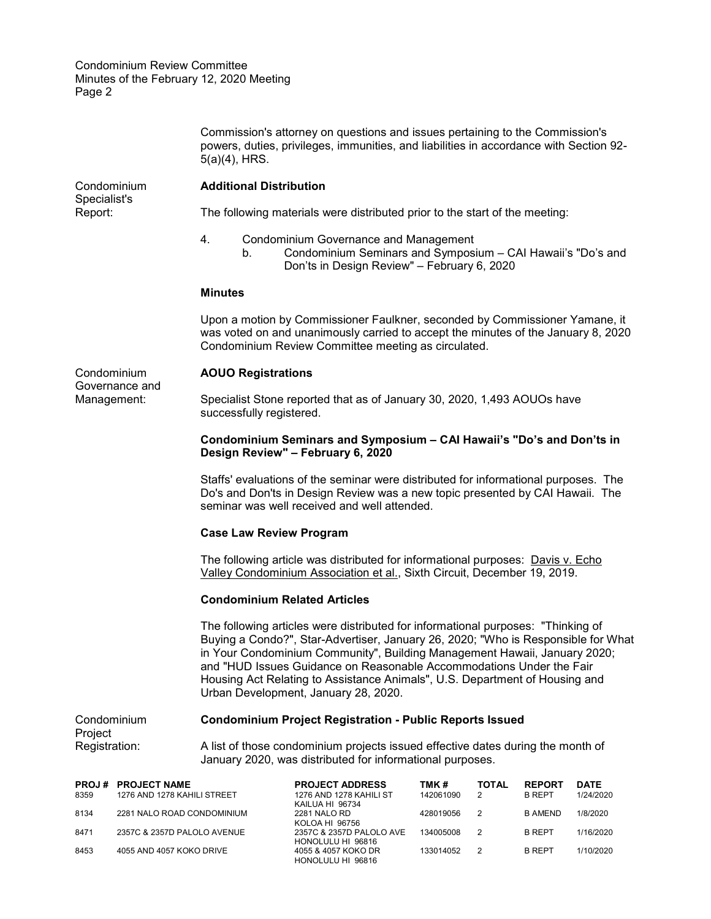Commission's attorney on questions and issues pertaining to the Commission's powers, duties, privileges, immunities, and liabilities in accordance with Section 92-5(a)(4), HRS.

Condominium Specialist's Report:

**Additional Distribution**

The following materials were distributed prior to the start of the meeting:

4. Condominium Governance and Management
   b. Condominium Seminars and Symposium – CAI Hawaii's "Do's and Don'ts in Design Review" – February 6, 2020

**Minutes**

Upon a motion by Commissioner Faulkner, seconded by Commissioner Yamane, it was voted on and unanimously carried to accept the minutes of the January 8, 2020 Condominium Review Committee meeting as circulated.

Condominium Governance and Management:

**AOUO Registrations**

Specialist Stone reported that as of January 30, 2020, 1,493 AOUOs have successfully registered.

**Condominium Seminars and Symposium – CAI Hawaii's "Do's and Don'ts in Design Review" – February 6, 2020**

Staffs' evaluations of the seminar were distributed for informational purposes. The Do's and Don'ts in Design Review was a new topic presented by CAI Hawaii. The seminar was well received and well attended.

**Case Law Review Program**

The following article was distributed for informational purposes: Davis v. Echo Valley Condominium Association et al., Sixth Circuit, December 19, 2019.

**Condominium Related Articles**

The following articles were distributed for informational purposes: "Thinking of Buying a Condo?", Star-Advertiser, January 26, 2020; "Who is Responsible for What in Your Condominium Community", Building Management Hawaii, January 2020; and "HUD Issues Guidance on Reasonable Accommodations Under the Fair Housing Act Relating to Assistance Animals", U.S. Department of Housing and Urban Development, January 28, 2020.

Condominium Project Registration:

**Condominium Project Registration - Public Reports Issued**

A list of those condominium projects issued effective dates during the month of January 2020, was distributed for informational purposes.

| PROJ # | PROJECT NAME | PROJECT ADDRESS | TMK # | TOTAL | REPORT | DATE |
|---|---|---|---|---|---|---|
| 8359 | 1276 AND 1278 KAHILI STREET | 1276 AND 1278 KAHILI ST KAILUA HI 96734 | 142061090 | 2 | B REPT | 1/24/2020 |
| 8134 | 2281 NALO ROAD CONDOMINIUM | 2281 NALO RD KOLOA HI 96756 | 428019056 | 2 | B AMEND | 1/8/2020 |
| 8471 | 2357C & 2357D PALOLO AVENUE | 2357C & 2357D PALOLO AVE HONOLULU HI 96816 | 134005008 | 2 | B REPT | 1/16/2020 |
| 8453 | 4055 AND 4057 KOKO DRIVE | 4055 & 4057 KOKO DR HONOLULU HI 96816 | 133014052 | 2 | B REPT | 1/10/2020 |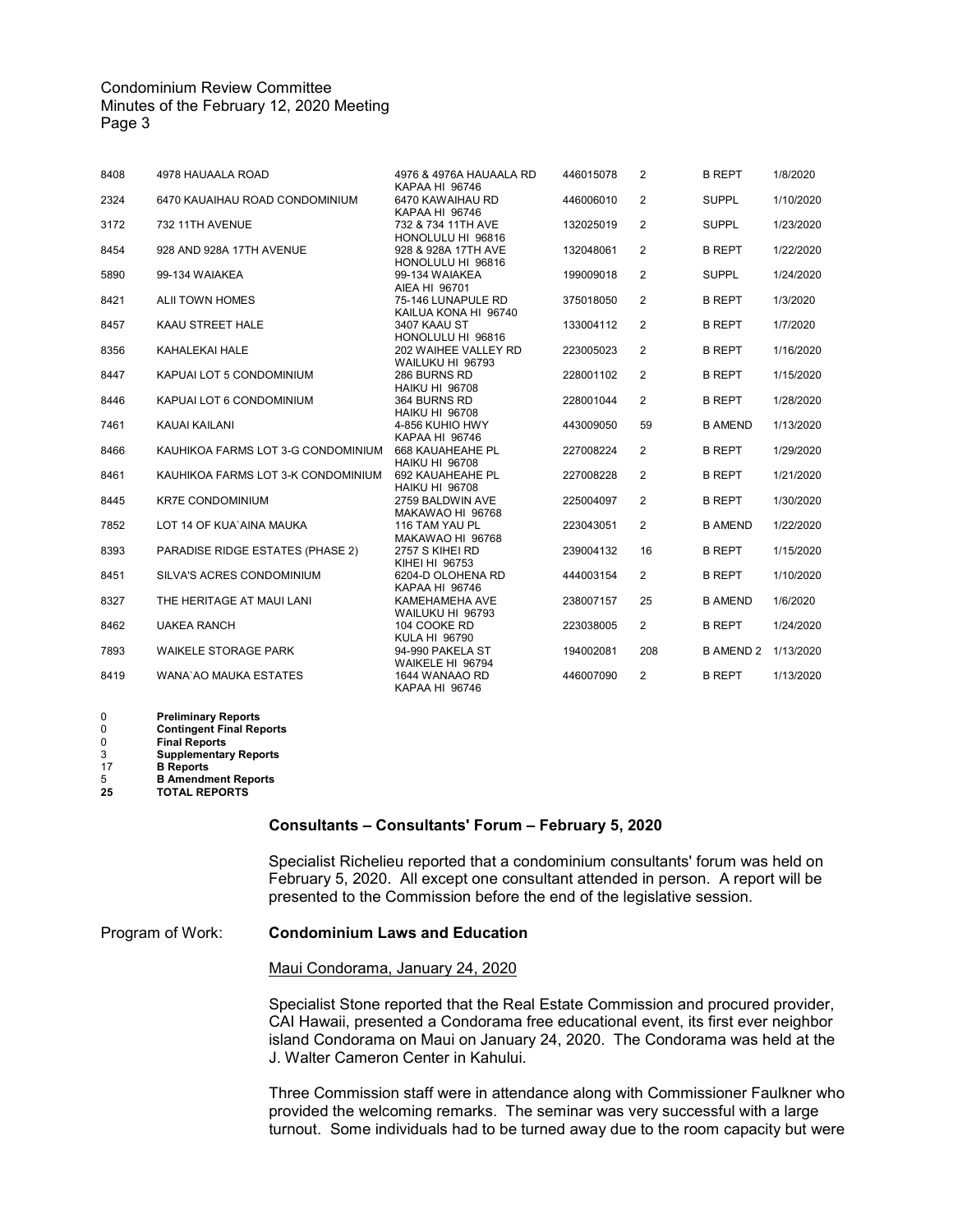| | | | | | | |
|---|---|---|---|---|---|---|
| 8408 | 4978 HAUAALA ROAD | 4976 & 4976A HAUAALA RD KAPAA HI 96746 | 446015078 | 2 | B REPT | 1/8/2020 |
| 2324 | 6470 KAUAIHAU ROAD CONDOMINIUM | 6470 KAWAIHAU RD KAPAA HI 96746 | 446006010 | 2 | SUPPL | 1/10/2020 |
| 3172 | 732 11TH AVENUE | 732 & 734 11TH AVE HONOLULU HI 96816 | 132025019 | 2 | SUPPL | 1/23/2020 |
| 8454 | 928 AND 928A 17TH AVENUE | 928 & 928A 17TH AVE HONOLULU HI 96816 | 132048061 | 2 | B REPT | 1/22/2020 |
| 5890 | 99-134 WAIAKEA | 99-134 WAIAKEA AIEA HI 96701 | 199009018 | 2 | SUPPL | 1/24/2020 |
| 8421 | ALII TOWN HOMES | 75-146 LUNAPULE RD KAILUA KONA HI 96740 | 375018050 | 2 | B REPT | 1/3/2020 |
| 8457 | KAAU STREET HALE | 3407 KAAU ST HONOLULU HI 96816 | 133004112 | 2 | B REPT | 1/7/2020 |
| 8356 | KAHALEKAI HALE | 202 WAIHEE VALLEY RD WAILUKU HI 96793 | 223005023 | 2 | B REPT | 1/16/2020 |
| 8447 | KAPUAI LOT 5 CONDOMINIUM | 286 BURNS RD HAIKU HI 96708 | 228001102 | 2 | B REPT | 1/15/2020 |
| 8446 | KAPUAI LOT 6 CONDOMINIUM | 364 BURNS RD HAIKU HI 96708 | 228001044 | 2 | B REPT | 1/28/2020 |
| 7461 | KAUAI KAILANI | 4-856 KUHIO HWY KAPAA HI 96746 | 443009050 | 59 | B AMEND | 1/13/2020 |
| 8466 | KAUHIKOA FARMS LOT 3-G CONDOMINIUM | 668 KAUAHEAHE PL HAIKU HI 96708 | 227008224 | 2 | B REPT | 1/29/2020 |
| 8461 | KAUHIKOA FARMS LOT 3-K CONDOMINIUM | 692 KAUAHEAHE PL HAIKU HI 96708 | 227008228 | 2 | B REPT | 1/21/2020 |
| 8445 | KR7E CONDOMINIUM | 2759 BALDWIN AVE MAKAWAO HI 96768 | 225004097 | 2 | B REPT | 1/30/2020 |
| 7852 | LOT 14 OF KUA`AINA MAUKA | 116 TAM YAU PL MAKAWAO HI 96768 | 223043051 | 2 | B AMEND | 1/22/2020 |
| 8393 | PARADISE RIDGE ESTATES (PHASE 2) | 2757 S KIHEI RD KIHEI HI 96753 | 239004132 | 16 | B REPT | 1/15/2020 |
| 8451 | SILVA'S ACRES CONDOMINIUM | 6204-D OLOHENA RD KAPAA HI 96746 | 444003154 | 2 | B REPT | 1/10/2020 |
| 8327 | THE HERITAGE AT MAUI LANI | KAMEHAMEHA AVE WAILUKU HI 96793 | 238007157 | 25 | B AMEND | 1/6/2020 |
| 8462 | UAKEA RANCH | 104 COOKE RD KULA HI 96790 | 223038005 | 2 | B REPT | 1/24/2020 |
| 7893 | WAIKELE STORAGE PARK | 94-990 PAKELA ST WAIKELE HI 96794 | 194002081 | 208 | B AMEND 2 | 1/13/2020 |
| 8419 | WANA`AO MAUKA ESTATES | 1644 WANAAO RD KAPAA HI 96746 | 446007090 | 2 | B REPT | 1/13/2020 |

| | |
|---|---|
| 0 | **Preliminary Reports** |
| 0 | **Contingent Final Reports** |
| 0 | **Final Reports** |
| 3 | **Supplementary Reports** |
| 17 | **B Reports** |
| 5 | **B Amendment Reports** |
| **25** | **TOTAL REPORTS** |

**Consultants – Consultants' Forum – February 5, 2020**

Specialist Richelieu reported that a condominium consultants' forum was held on February 5, 2020. All except one consultant attended in person. A report will be presented to the Commission before the end of the legislative session.

Program of Work: **Condominium Laws and Education**

Maui Condorama, January 24, 2020

Specialist Stone reported that the Real Estate Commission and procured provider, CAI Hawaii, presented a Condorama free educational event, its first ever neighbor island Condorama on Maui on January 24, 2020. The Condorama was held at the J. Walter Cameron Center in Kahului.

Three Commission staff were in attendance along with Commissioner Faulkner who provided the welcoming remarks. The seminar was very successful with a large turnout. Some individuals had to be turned away due to the room capacity but were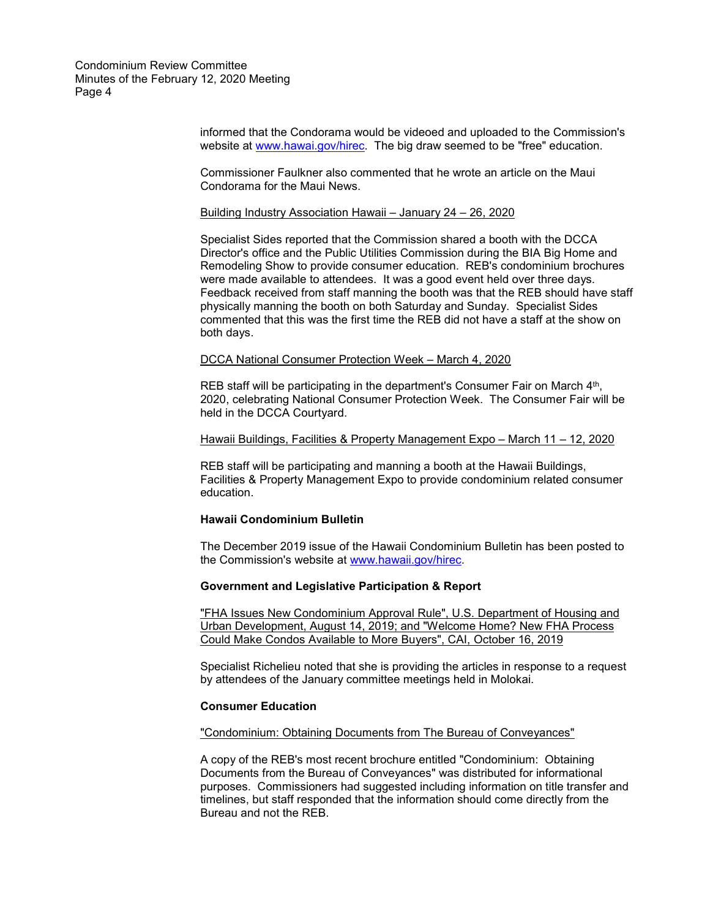informed that the Condorama would be videoed and uploaded to the Commission's website at www.hawai.gov/hirec. The big draw seemed to be "free" education.

Commissioner Faulkner also commented that he wrote an article on the Maui Condorama for the Maui News.

Building Industry Association Hawaii – January 24 – 26, 2020

Specialist Sides reported that the Commission shared a booth with the DCCA Director's office and the Public Utilities Commission during the BIA Big Home and Remodeling Show to provide consumer education. REB's condominium brochures were made available to attendees. It was a good event held over three days. Feedback received from staff manning the booth was that the REB should have staff physically manning the booth on both Saturday and Sunday. Specialist Sides commented that this was the first time the REB did not have a staff at the show on both days.

DCCA National Consumer Protection Week – March 4, 2020

REB staff will be participating in the department's Consumer Fair on March 4th, 2020, celebrating National Consumer Protection Week. The Consumer Fair will be held in the DCCA Courtyard.

Hawaii Buildings, Facilities & Property Management Expo – March 11 – 12, 2020

REB staff will be participating and manning a booth at the Hawaii Buildings, Facilities & Property Management Expo to provide condominium related consumer education.

**Hawaii Condominium Bulletin**

The December 2019 issue of the Hawaii Condominium Bulletin has been posted to the Commission's website at www.hawaii.gov/hirec.

**Government and Legislative Participation & Report**

"FHA Issues New Condominium Approval Rule", U.S. Department of Housing and Urban Development, August 14, 2019; and "Welcome Home? New FHA Process Could Make Condos Available to More Buyers", CAI, October 16, 2019

Specialist Richelieu noted that she is providing the articles in response to a request by attendees of the January committee meetings held in Molokai.

**Consumer Education**

"Condominium: Obtaining Documents from The Bureau of Conveyances"

A copy of the REB's most recent brochure entitled "Condominium: Obtaining Documents from the Bureau of Conveyances" was distributed for informational purposes. Commissioners had suggested including information on title transfer and timelines, but staff responded that the information should come directly from the Bureau and not the REB.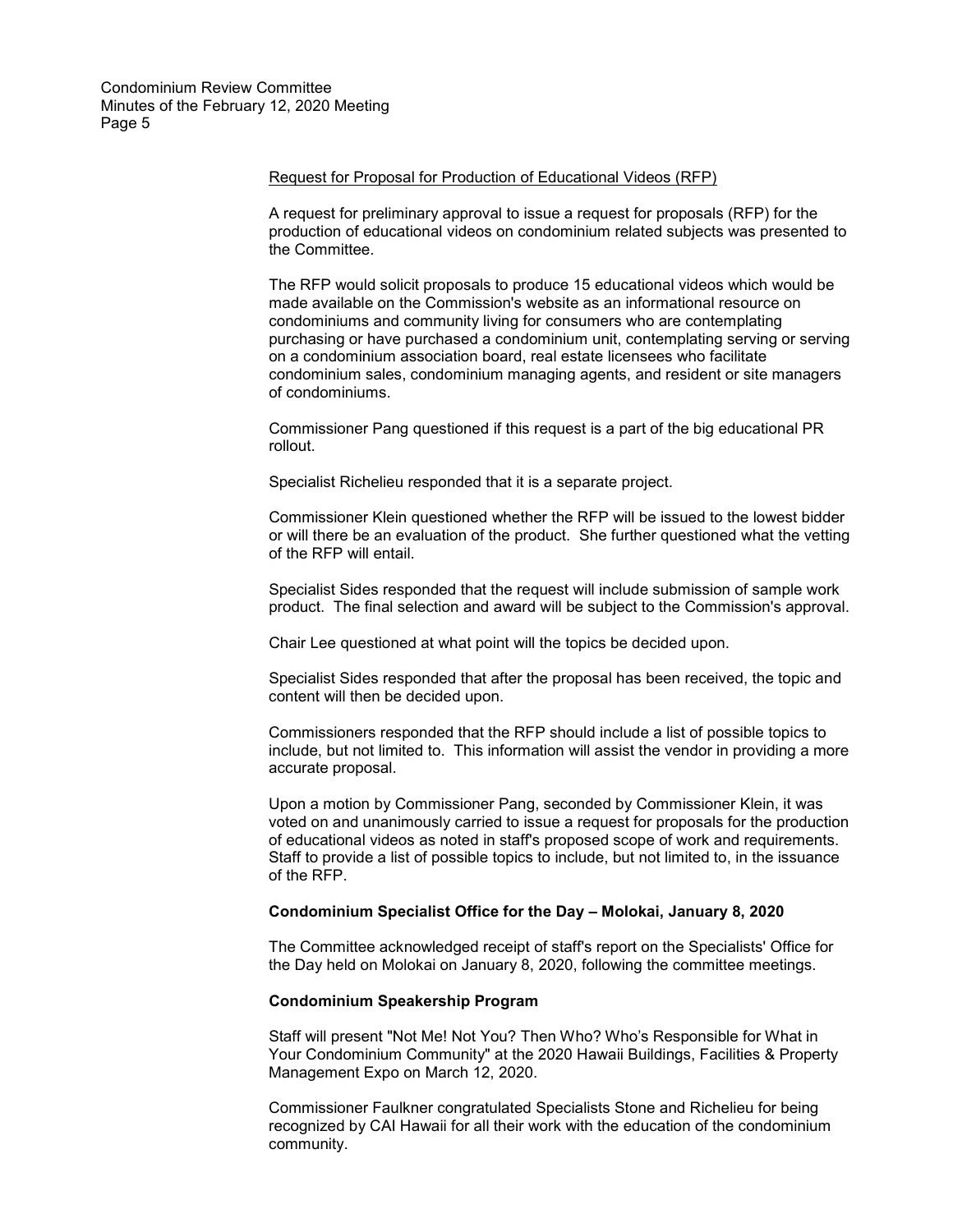Request for Proposal for Production of Educational Videos (RFP)

A request for preliminary approval to issue a request for proposals (RFP) for the production of educational videos on condominium related subjects was presented to the Committee.

The RFP would solicit proposals to produce 15 educational videos which would be made available on the Commission's website as an informational resource on condominiums and community living for consumers who are contemplating purchasing or have purchased a condominium unit, contemplating serving or serving on a condominium association board, real estate licensees who facilitate condominium sales, condominium managing agents, and resident or site managers of condominiums.

Commissioner Pang questioned if this request is a part of the big educational PR rollout.

Specialist Richelieu responded that it is a separate project.

Commissioner Klein questioned whether the RFP will be issued to the lowest bidder or will there be an evaluation of the product. She further questioned what the vetting of the RFP will entail.

Specialist Sides responded that the request will include submission of sample work product. The final selection and award will be subject to the Commission's approval.

Chair Lee questioned at what point will the topics be decided upon.

Specialist Sides responded that after the proposal has been received, the topic and content will then be decided upon.

Commissioners responded that the RFP should include a list of possible topics to include, but not limited to. This information will assist the vendor in providing a more accurate proposal.

Upon a motion by Commissioner Pang, seconded by Commissioner Klein, it was voted on and unanimously carried to issue a request for proposals for the production of educational videos as noted in staff's proposed scope of work and requirements. Staff to provide a list of possible topics to include, but not limited to, in the issuance of the RFP.

**Condominium Specialist Office for the Day – Molokai, January 8, 2020**

The Committee acknowledged receipt of staff's report on the Specialists' Office for the Day held on Molokai on January 8, 2020, following the committee meetings.

**Condominium Speakership Program**

Staff will present "Not Me! Not You? Then Who? Who's Responsible for What in Your Condominium Community" at the 2020 Hawaii Buildings, Facilities & Property Management Expo on March 12, 2020.

Commissioner Faulkner congratulated Specialists Stone and Richelieu for being recognized by CAI Hawaii for all their work with the education of the condominium community.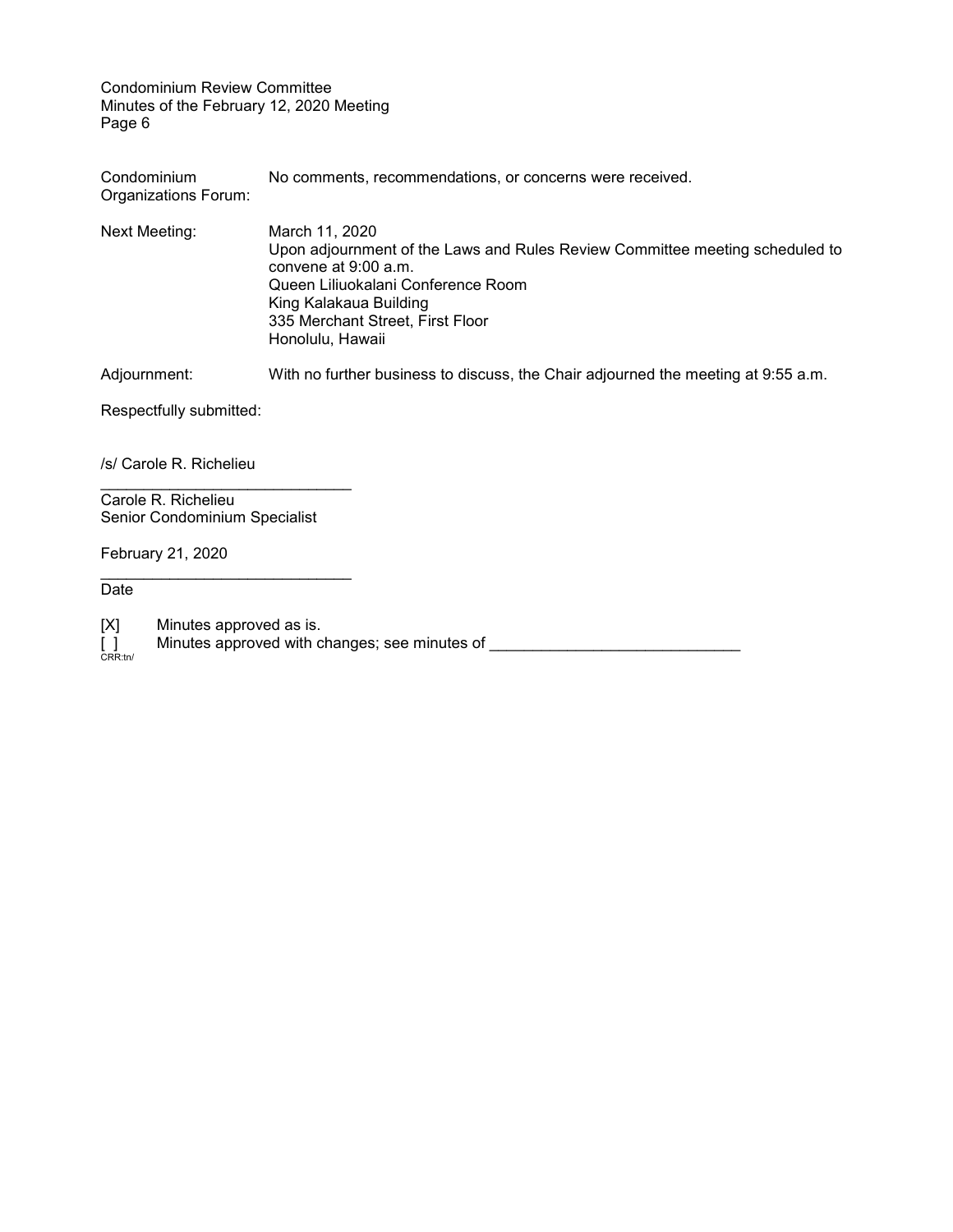Condominium Organizations Forum: No comments, recommendations, or concerns were received.

Next Meeting: March 11, 2020
Upon adjournment of the Laws and Rules Review Committee meeting scheduled to convene at 9:00 a.m.
Queen Liliuokalani Conference Room
King Kalakaua Building
335 Merchant Street, First Floor
Honolulu, Hawaii

Adjournment: With no further business to discuss, the Chair adjourned the meeting at 9:55 a.m.

Respectfully submitted:

/s/ Carole R. Richelieu
_____________________________
Carole R. Richelieu
Senior Condominium Specialist

February 21, 2020
_____________________________
Date

[X] Minutes approved as is.
[ ] Minutes approved with changes; see minutes of _____________________________

CRR:tn/